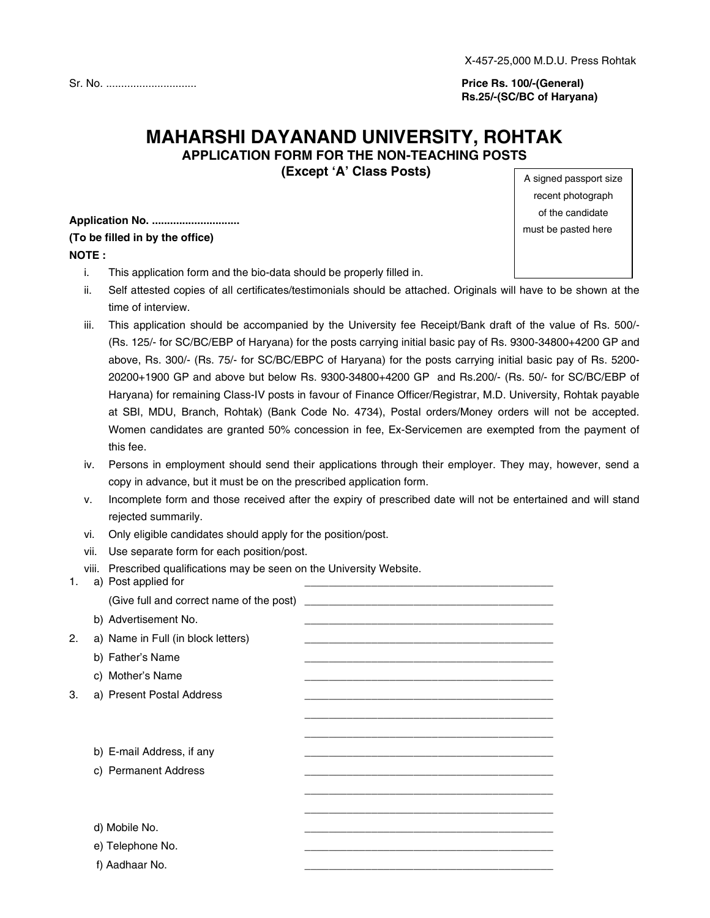X-457-25,000 M.D.U. Press Rohtak

Sr. No. ..............................

**Price Rs. 100/-(General)**
**Rs.25/-(SC/BC of Haryana)**

# MAHARSHI DAYANAND UNIVERSITY, ROHTAK

## APPLICATION FORM FOR THE NON-TEACHING POSTS

### (Except 'A' Class Posts)

A signed passport size recent photograph of the candidate must be pasted here

**Application No. ..............................**
**(To be filled in by the office)**

**NOTE :**

i. This application form and the bio-data should be properly filled in.

ii. Self attested copies of all certificates/testimonials should be attached. Originals will have to be shown at the time of interview.

iii. This application should be accompanied by the University fee Receipt/Bank draft of the value of Rs. 500/- (Rs. 125/- for SC/BC/EBP of Haryana) for the posts carrying initial basic pay of Rs. 9300-34800+4200 GP and above, Rs. 300/- (Rs. 75/- for SC/BC/EBPC of Haryana) for the posts carrying initial basic pay of Rs. 5200-20200+1900 GP and above but below Rs. 9300-34800+4200 GP and Rs.200/- (Rs. 50/- for SC/BC/EBP of Haryana) for remaining Class-IV posts in favour of Finance Officer/Registrar, M.D. University, Rohtak payable at SBI, MDU, Branch, Rohtak) (Bank Code No. 4734), Postal orders/Money orders will not be accepted. Women candidates are granted 50% concession in fee, Ex-Servicemen are exempted from the payment of this fee.

iv. Persons in employment should send their applications through their employer. They may, however, send a copy in advance, but it must be on the prescribed application form.

v. Incomplete form and those received after the expiry of prescribed date will not be entertained and will stand rejected summarily.

vi. Only eligible candidates should apply for the position/post.

vii. Use separate form for each position/post.

viii. Prescribed qualifications may be seen on the University Website.

1. a) Post applied for ______________________________________________
   (Give full and correct name of the post) ______________________________________________
   b) Advertisement No. ______________________________________________

2. a) Name in Full (in block letters) ______________________________________________
   b) Father's Name ______________________________________________
   c) Mother's Name ______________________________________________

3. a) Present Postal Address ______________________________________________
   ______________________________________________
   ______________________________________________
   b) E-mail Address, if any ______________________________________________
   c) Permanent Address ______________________________________________
   ______________________________________________
   ______________________________________________
   d) Mobile No. ______________________________________________
   e) Telephone No. ______________________________________________
   f) Aadhaar No. ______________________________________________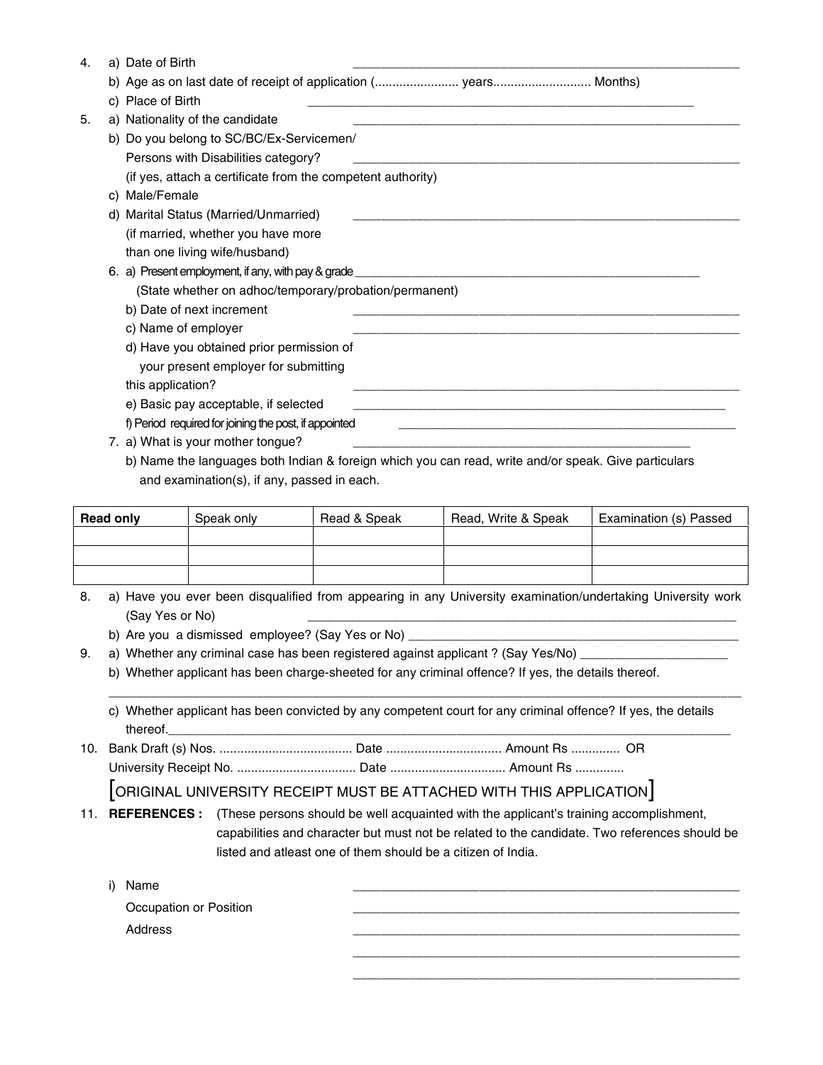4. a) Date of Birth ______________________________________________

   b) Age as on last date of receipt of application (........................ years............................ Months)

   c) Place of Birth ______________________________________________

5. a) Nationality of the candidate ______________________________________________

   b) Do you belong to SC/BC/Ex-Servicemen/ Persons with Disabilities category? ______________________________________________
   (if yes, attach a certificate from the competent authority)

   c) Male/Female

   d) Marital Status (Married/Unmarried) ______________________________________________
   (if married, whether you have more than one living wife/husband)

6. a) Present employment, if any, with pay & grade ______________________________________________
   (State whether on adhoc/temporary/probation/permanent)

   b) Date of next increment ______________________________________________

   c) Name of employer ______________________________________________

   d) Have you obtained prior permission of your present employer for submitting this application? ______________________________________________

   e) Basic pay acceptable, if selected ______________________________________________

   f) Period required for joining the post, if appointed ______________________________________________

7. a) What is your mother tongue? ______________________________________________

   b) Name the languages both Indian & foreign which you can read, write and/or speak. Give particulars and examination(s), if any, passed in each.

| **Read only** | Speak only | Read & Speak | Read, Write & Speak | Examination (s) Passed |
|---|---|---|---|---|
| | | | | |
| | | | | |
| | | | | |

8. a) Have you ever been disqualified from appearing in any University examination/undertaking University work (Say Yes or No) ______________________________________________

   b) Are you a dismissed employee? (Say Yes or No) ______________________________________________

9. a) Whether any criminal case has been registered against applicant ? (Say Yes/No) ______________________

   b) Whether applicant has been charge-sheeted for any criminal offence? If yes, the details thereof.
   ______________________________________________________________________________

   c) Whether applicant has been convicted by any competent court for any criminal offence? If yes, the details thereof.______________________________________________

10. Bank Draft (s) Nos. ...................................... Date ................................. Amount Rs .............. OR
    University Receipt No. .................................. Date ................................ Amount Rs ..............

    [ORIGINAL UNIVERSITY RECEIPT MUST BE ATTACHED WITH THIS APPLICATION]

11. **REFERENCES :** (These persons should be well acquainted with the applicant's training accomplishment, capabilities and character but must not be related to the candidate. Two references should be listed and atleast one of them should be a citizen of India.

    i) Name ______________________________________________

    Occupation or Position ______________________________________________

    Address ______________________________________________
    ______________________________________________
    ______________________________________________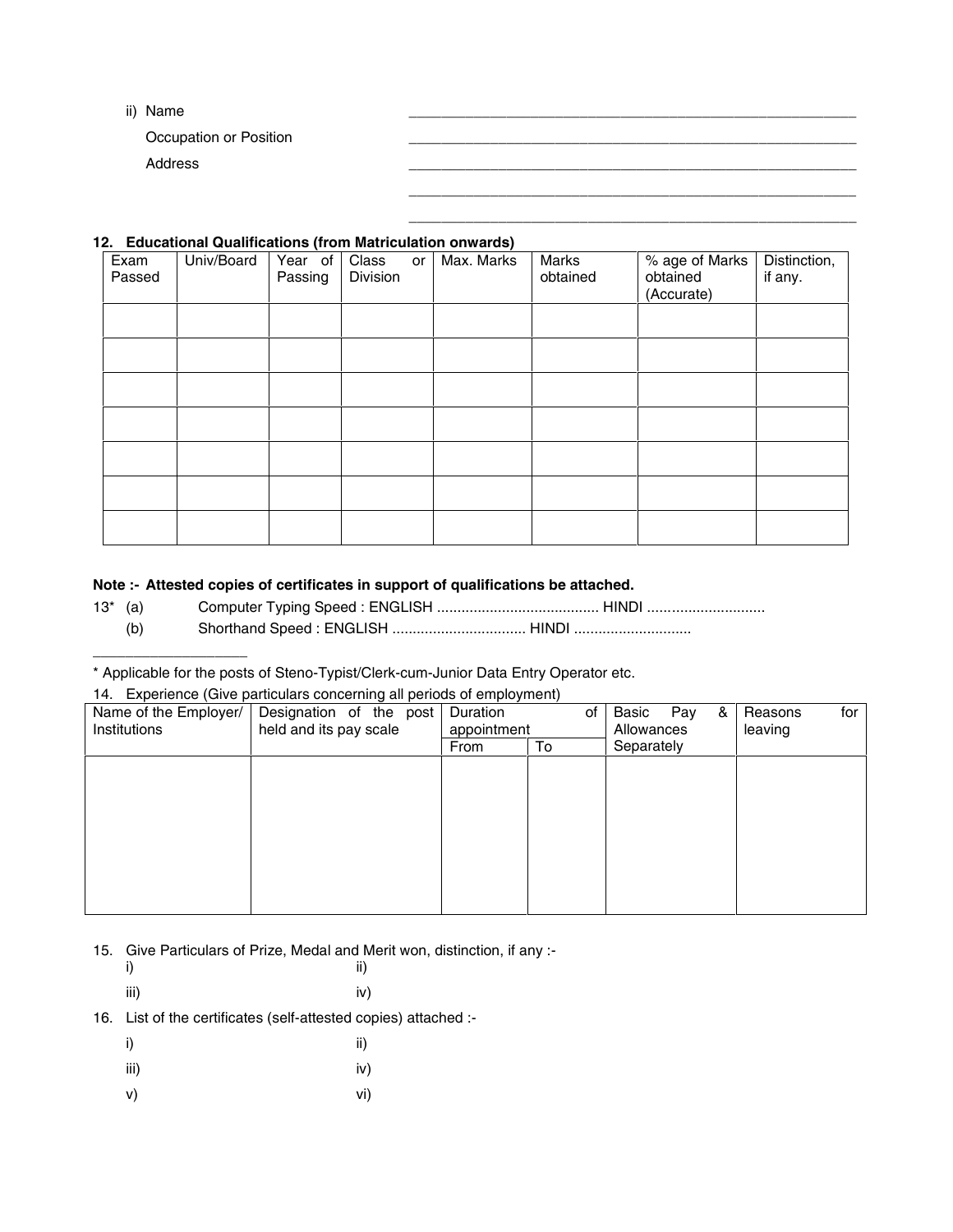ii) Name \_\_\_\_\_\_\_\_\_\_\_\_\_\_\_\_\_\_\_\_\_\_\_\_\_\_\_\_\_\_\_\_\_\_\_\_\_\_\_\_\_\_\_\_\_\_\_\_\_\_\_\_

Occupation or Position \_\_\_\_\_\_\_\_\_\_\_\_\_\_\_\_\_\_\_\_\_\_\_\_\_\_\_\_\_\_\_\_\_\_\_\_\_\_\_\_\_\_\_\_\_\_\_\_\_\_\_\_

Address \_\_\_\_\_\_\_\_\_\_\_\_\_\_\_\_\_\_\_\_\_\_\_\_\_\_\_\_\_\_\_\_\_\_\_\_\_\_\_\_\_\_\_\_\_\_\_\_\_\_\_\_

\_\_\_\_\_\_\_\_\_\_\_\_\_\_\_\_\_\_\_\_\_\_\_\_\_\_\_\_\_\_\_\_\_\_\_\_\_\_\_\_\_\_\_\_\_\_\_\_\_\_\_\_

\_\_\_\_\_\_\_\_\_\_\_\_\_\_\_\_\_\_\_\_\_\_\_\_\_\_\_\_\_\_\_\_\_\_\_\_\_\_\_\_\_\_\_\_\_\_\_\_\_\_\_\_

**12. Educational Qualifications (from Matriculation onwards)**

| Exam Passed | Univ/Board | Year of Passing | Class or Division | Max. Marks | Marks obtained | % age of Marks obtained (Accurate) | Distinction, if any. |
|---|---|---|---|---|---|---|---|
| | | | | | | | |
| | | | | | | | |
| | | | | | | | |
| | | | | | | | |
| | | | | | | | |
| | | | | | | | |
| | | | | | | | |

**Note :- Attested copies of certificates in support of qualifications be attached.**

13* (a) Computer Typing Speed : ENGLISH ........................................ HINDI ............................

(b) Shorthand Speed : ENGLISH ................................. HINDI ............................

\_\_\_\_\_\_\_\_\_\_\_\_\_\_\_\_\_\_\_\_

* Applicable for the posts of Steno-Typist/Clerk-cum-Junior Data Entry Operator etc.

14. Experience (Give particulars concerning all periods of employment)

| Name of the Employer/ Institutions | Designation of the post held and its pay scale | Duration of appointment | | Basic Pay & Allowances Separately | Reasons for leaving |
|---|---|---|---|---|---|
| | | From | To | | |
| | | | | | |

15. Give Particulars of Prize, Medal and Merit won, distinction, if any :-

i) ii)

iii) iv)

16. List of the certificates (self-attested copies) attached :-

i) ii)

iii) iv)

v) vi)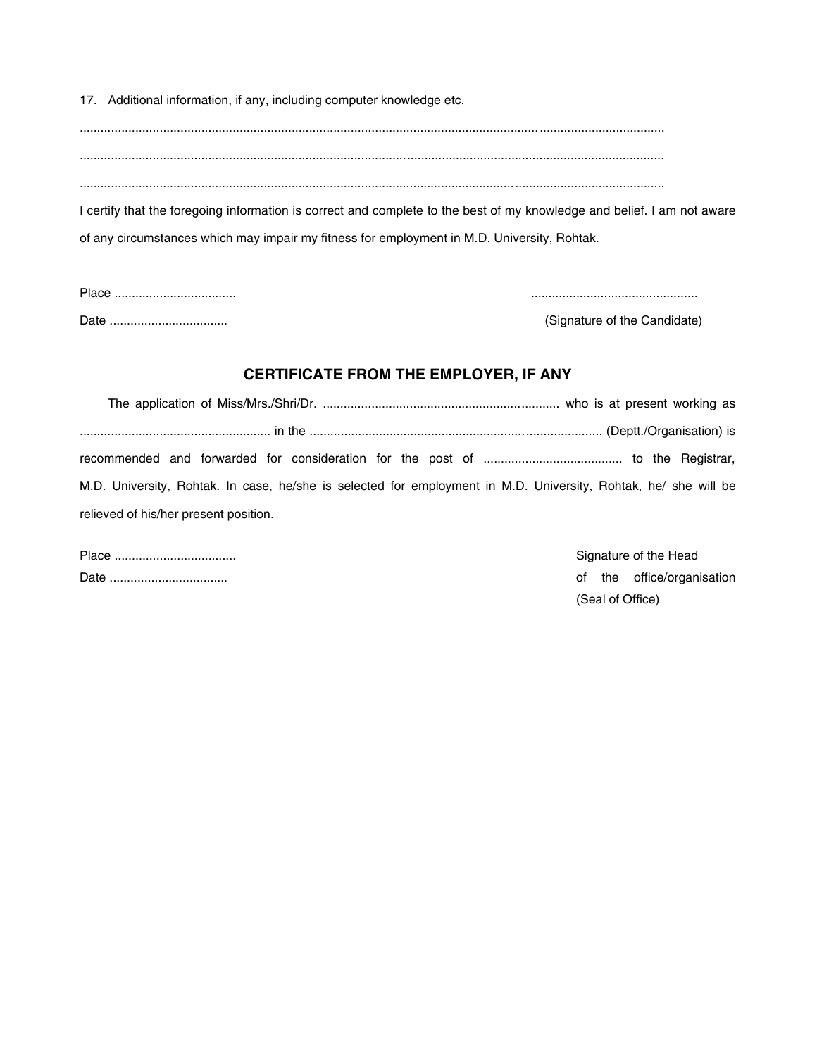17. Additional information, if any, including computer knowledge etc.

.............................................................................................................................................................................

.............................................................................................................................................................................

.............................................................................................................................................................................

I certify that the foregoing information is correct and complete to the best of my knowledge and belief. I am not aware of any circumstances which may impair my fitness for employment in M.D. University, Rohtak.

Place ................................... ................................................

Date ................................. (Signature of the Candidate)

## CERTIFICATE FROM THE EMPLOYER, IF ANY

The application of Miss/Mrs./Shri/Dr. .................................................................... who is at present working as ....................................................... in the .......................................................................................... (Deptt./Organisation) is recommended and forwarded for consideration for the post of ........................................ to the Registrar, M.D. University, Rohtak. In case, he/she is selected for employment in M.D. University, Rohtak, he/ she will be relieved of his/her present position.

Place ................................... Signature of the Head

Date ................................. of the office/organisation

(Seal of Office)